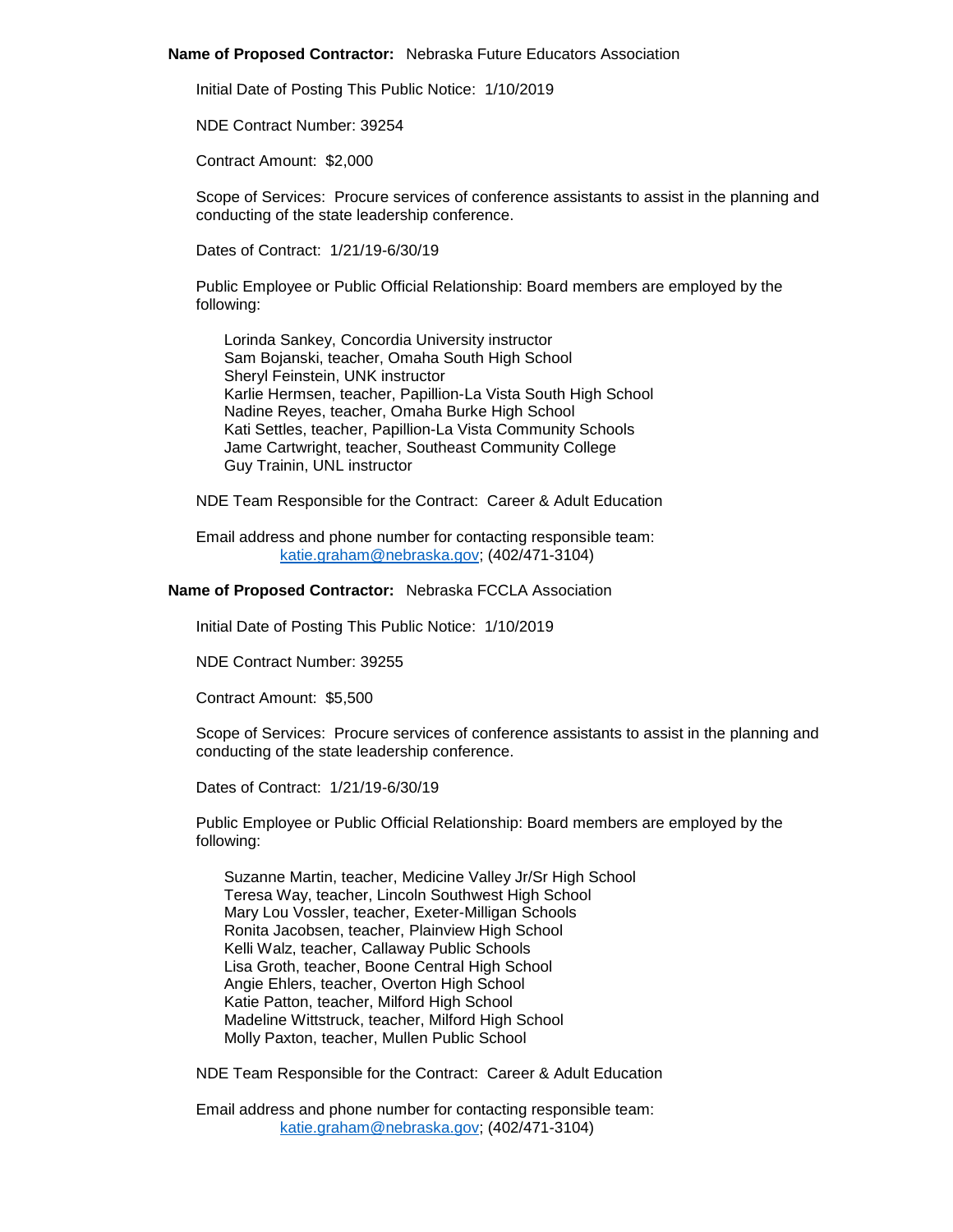**Name of Proposed Contractor:** Nebraska Future Educators Association

Initial Date of Posting This Public Notice: 1/10/2019

NDE Contract Number: 39254

Contract Amount: $2,000

Scope of Services: Procure services of conference assistants to assist in the planning and conducting of the state leadership conference.

Dates of Contract: 1/21/19-6/30/19

Public Employee or Public Official Relationship: Board members are employed by the following:

Lorinda Sankey, Concordia University instructor
Sam Bojanski, teacher, Omaha South High School
Sheryl Feinstein, UNK instructor
Karlie Hermsen, teacher, Papillion-La Vista South High School
Nadine Reyes, teacher, Omaha Burke High School
Kati Settles, teacher, Papillion-La Vista Community Schools
Jame Cartwright, teacher, Southeast Community College
Guy Trainin, UNL instructor

NDE Team Responsible for the Contract: Career & Adult Education

Email address and phone number for contacting responsible team:
katie.graham@nebraska.gov; (402/471-3104)

**Name of Proposed Contractor:** Nebraska FCCLA Association

Initial Date of Posting This Public Notice: 1/10/2019

NDE Contract Number: 39255

Contract Amount: $5,500

Scope of Services: Procure services of conference assistants to assist in the planning and conducting of the state leadership conference.

Dates of Contract: 1/21/19-6/30/19

Public Employee or Public Official Relationship: Board members are employed by the following:

Suzanne Martin, teacher, Medicine Valley Jr/Sr High School
Teresa Way, teacher, Lincoln Southwest High School
Mary Lou Vossler, teacher, Exeter-Milligan Schools
Ronita Jacobsen, teacher, Plainview High School
Kelli Walz, teacher, Callaway Public Schools
Lisa Groth, teacher, Boone Central High School
Angie Ehlers, teacher, Overton High School
Katie Patton, teacher, Milford High School
Madeline Wittstruck, teacher, Milford High School
Molly Paxton, teacher, Mullen Public School

NDE Team Responsible for the Contract: Career & Adult Education

Email address and phone number for contacting responsible team:
katie.graham@nebraska.gov; (402/471-3104)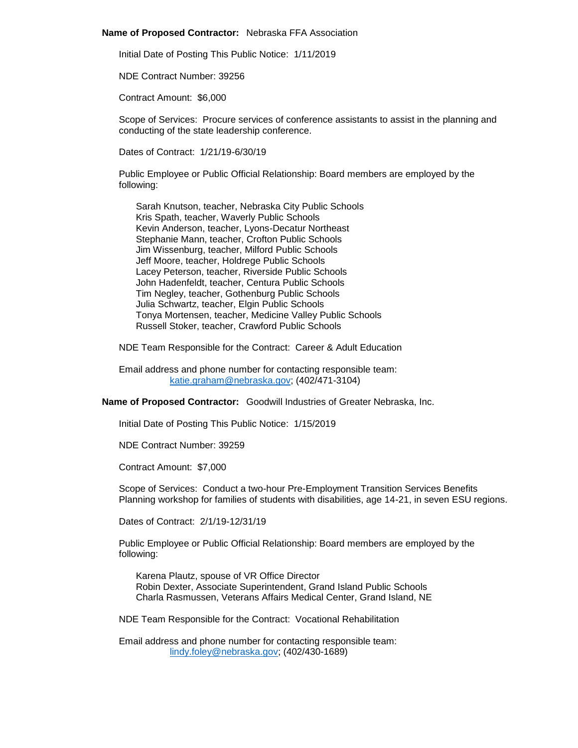**Name of Proposed Contractor:** Nebraska FFA Association

Initial Date of Posting This Public Notice: 1/11/2019

NDE Contract Number: 39256

Contract Amount: $6,000

Scope of Services: Procure services of conference assistants to assist in the planning and conducting of the state leadership conference.

Dates of Contract: 1/21/19-6/30/19

Public Employee or Public Official Relationship: Board members are employed by the following:

Sarah Knutson, teacher, Nebraska City Public Schools
Kris Spath, teacher, Waverly Public Schools
Kevin Anderson, teacher, Lyons-Decatur Northeast
Stephanie Mann, teacher, Crofton Public Schools
Jim Wissenburg, teacher, Milford Public Schools
Jeff Moore, teacher, Holdrege Public Schools
Lacey Peterson, teacher, Riverside Public Schools
John Hadenfeldt, teacher, Centura Public Schools
Tim Negley, teacher, Gothenburg Public Schools
Julia Schwartz, teacher, Elgin Public Schools
Tonya Mortensen, teacher, Medicine Valley Public Schools
Russell Stoker, teacher, Crawford Public Schools

NDE Team Responsible for the Contract: Career & Adult Education

Email address and phone number for contacting responsible team:
katie.graham@nebraska.gov; (402/471-3104)

**Name of Proposed Contractor:** Goodwill Industries of Greater Nebraska, Inc.

Initial Date of Posting This Public Notice: 1/15/2019

NDE Contract Number: 39259

Contract Amount: $7,000

Scope of Services: Conduct a two-hour Pre-Employment Transition Services Benefits Planning workshop for families of students with disabilities, age 14-21, in seven ESU regions.

Dates of Contract: 2/1/19-12/31/19

Public Employee or Public Official Relationship: Board members are employed by the following:

Karena Plautz, spouse of VR Office Director
Robin Dexter, Associate Superintendent, Grand Island Public Schools
Charla Rasmussen, Veterans Affairs Medical Center, Grand Island, NE

NDE Team Responsible for the Contract: Vocational Rehabilitation

Email address and phone number for contacting responsible team:
lindy.foley@nebraska.gov; (402/430-1689)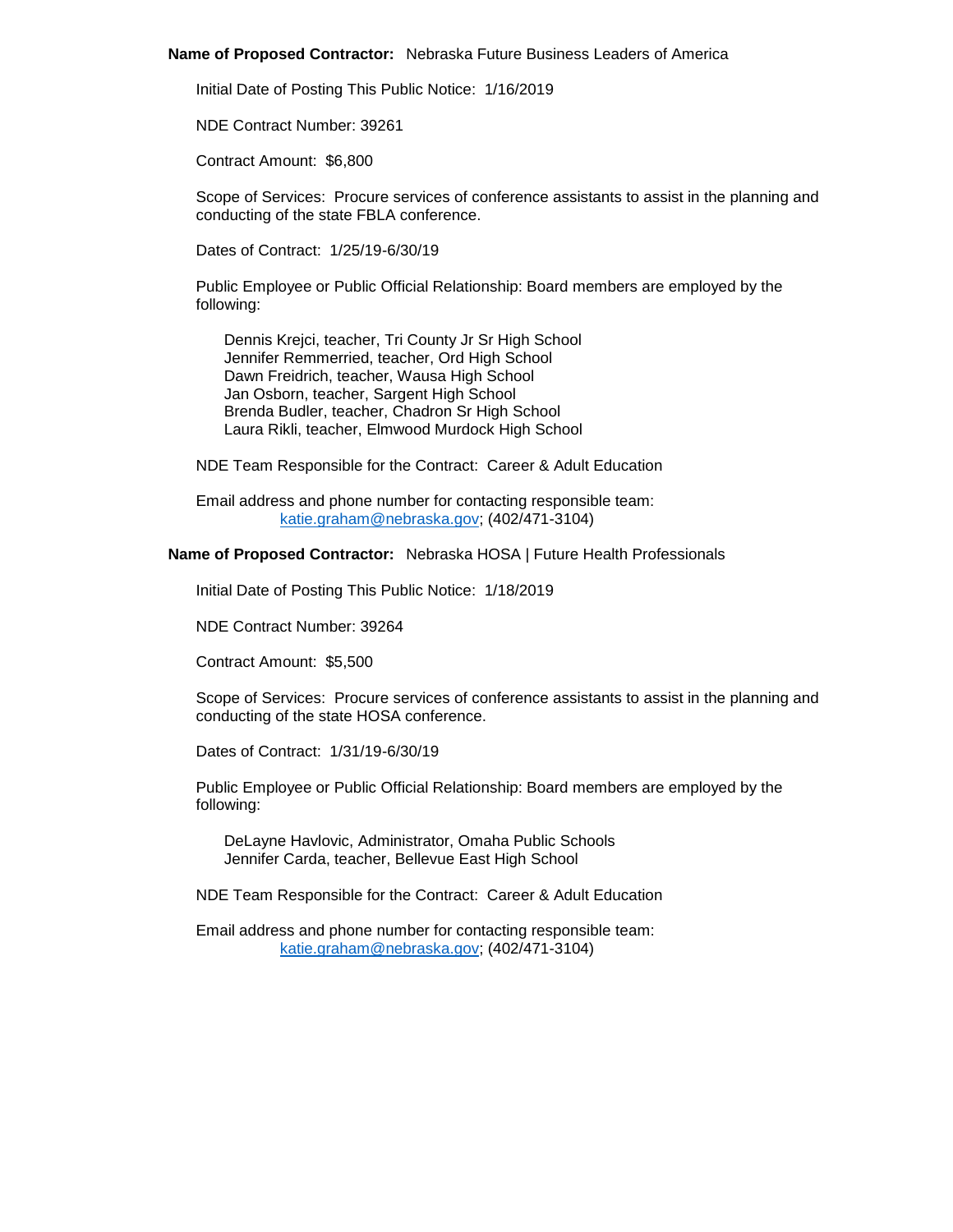**Name of Proposed Contractor:** Nebraska Future Business Leaders of America

Initial Date of Posting This Public Notice: 1/16/2019

NDE Contract Number: 39261

Contract Amount: $6,800

Scope of Services: Procure services of conference assistants to assist in the planning and conducting of the state FBLA conference.

Dates of Contract: 1/25/19-6/30/19

Public Employee or Public Official Relationship: Board members are employed by the following:

Dennis Krejci, teacher, Tri County Jr Sr High School
Jennifer Remmerried, teacher, Ord High School
Dawn Freidrich, teacher, Wausa High School
Jan Osborn, teacher, Sargent High School
Brenda Budler, teacher, Chadron Sr High School
Laura Rikli, teacher, Elmwood Murdock High School

NDE Team Responsible for the Contract: Career & Adult Education

Email address and phone number for contacting responsible team:
katie.graham@nebraska.gov; (402/471-3104)

**Name of Proposed Contractor:** Nebraska HOSA | Future Health Professionals

Initial Date of Posting This Public Notice: 1/18/2019

NDE Contract Number: 39264

Contract Amount: $5,500

Scope of Services: Procure services of conference assistants to assist in the planning and conducting of the state HOSA conference.

Dates of Contract: 1/31/19-6/30/19

Public Employee or Public Official Relationship: Board members are employed by the following:

DeLayne Havlovic, Administrator, Omaha Public Schools
Jennifer Carda, teacher, Bellevue East High School

NDE Team Responsible for the Contract: Career & Adult Education

Email address and phone number for contacting responsible team:
katie.graham@nebraska.gov; (402/471-3104)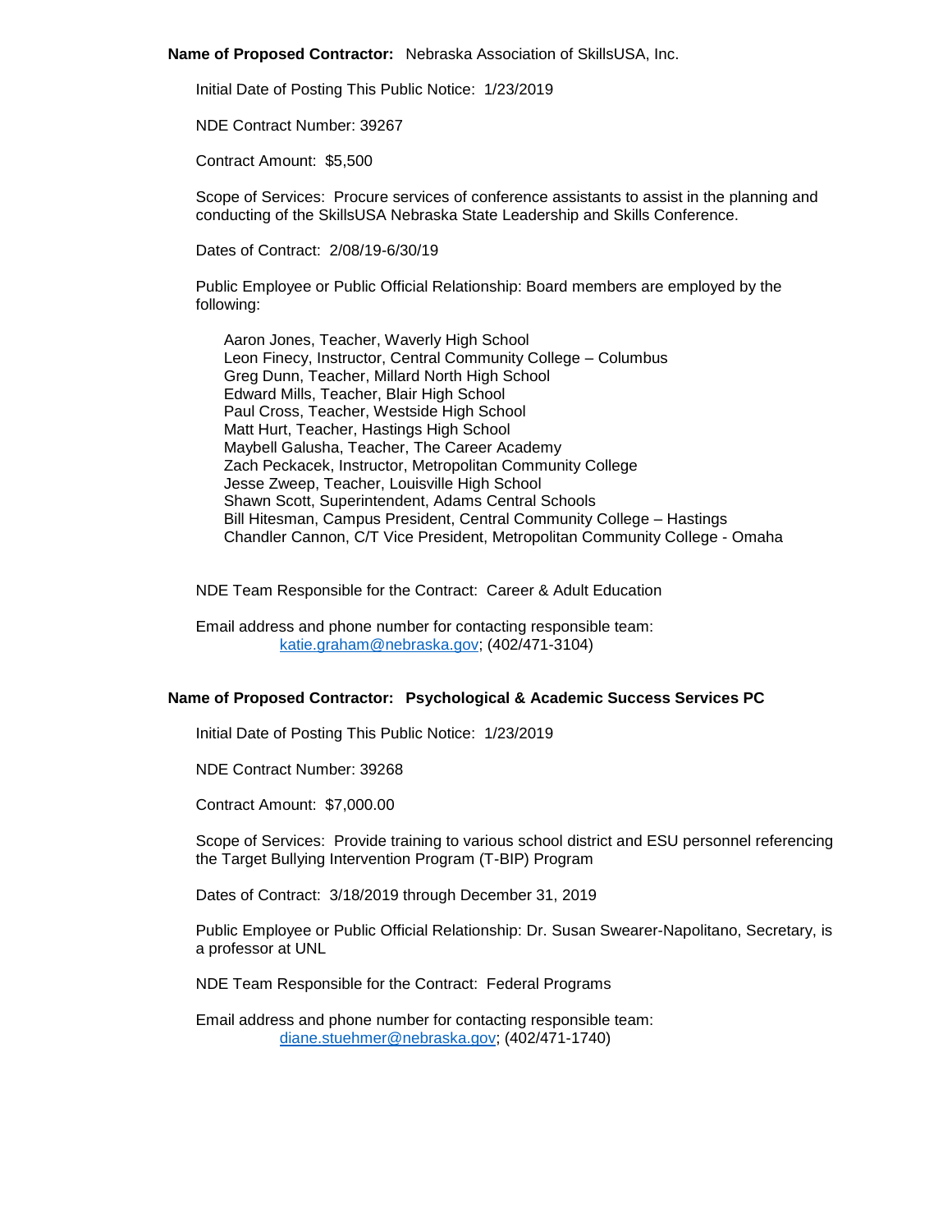**Name of Proposed Contractor:** Nebraska Association of SkillsUSA, Inc.

Initial Date of Posting This Public Notice: 1/23/2019

NDE Contract Number: 39267

Contract Amount: $5,500

Scope of Services: Procure services of conference assistants to assist in the planning and conducting of the SkillsUSA Nebraska State Leadership and Skills Conference.

Dates of Contract: 2/08/19-6/30/19

Public Employee or Public Official Relationship: Board members are employed by the following:

Aaron Jones, Teacher, Waverly High School
Leon Finecy, Instructor, Central Community College – Columbus
Greg Dunn, Teacher, Millard North High School
Edward Mills, Teacher, Blair High School
Paul Cross, Teacher, Westside High School
Matt Hurt, Teacher, Hastings High School
Maybell Galusha, Teacher, The Career Academy
Zach Peckacek, Instructor, Metropolitan Community College
Jesse Zweep, Teacher, Louisville High School
Shawn Scott, Superintendent, Adams Central Schools
Bill Hitesman, Campus President, Central Community College – Hastings
Chandler Cannon, C/T Vice President, Metropolitan Community College - Omaha

NDE Team Responsible for the Contract: Career & Adult Education

Email address and phone number for contacting responsible team:
katie.graham@nebraska.gov; (402/471-3104)

**Name of Proposed Contractor: Psychological & Academic Success Services PC**

Initial Date of Posting This Public Notice: 1/23/2019

NDE Contract Number: 39268

Contract Amount: $7,000.00

Scope of Services: Provide training to various school district and ESU personnel referencing the Target Bullying Intervention Program (T-BIP) Program

Dates of Contract: 3/18/2019 through December 31, 2019

Public Employee or Public Official Relationship: Dr. Susan Swearer-Napolitano, Secretary, is a professor at UNL

NDE Team Responsible for the Contract: Federal Programs

Email address and phone number for contacting responsible team:
diane.stuehmer@nebraska.gov; (402/471-1740)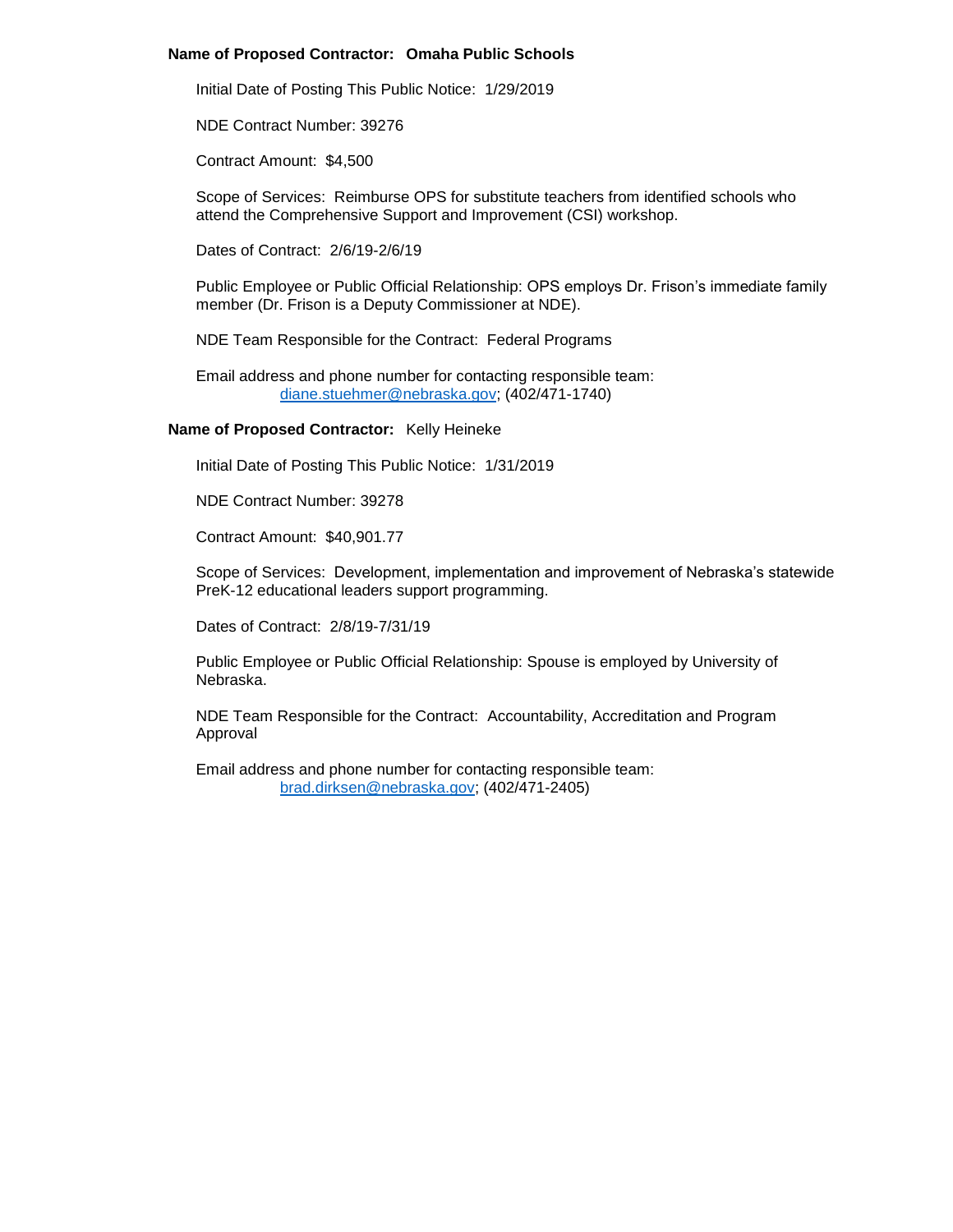**Name of Proposed Contractor: Omaha Public Schools**

Initial Date of Posting This Public Notice: 1/29/2019

NDE Contract Number: 39276

Contract Amount: $4,500

Scope of Services: Reimburse OPS for substitute teachers from identified schools who attend the Comprehensive Support and Improvement (CSI) workshop.

Dates of Contract: 2/6/19-2/6/19

Public Employee or Public Official Relationship: OPS employs Dr. Frison's immediate family member (Dr. Frison is a Deputy Commissioner at NDE).

NDE Team Responsible for the Contract: Federal Programs

Email address and phone number for contacting responsible team:
diane.stuehmer@nebraska.gov; (402/471-1740)

**Name of Proposed Contractor:** Kelly Heineke

Initial Date of Posting This Public Notice: 1/31/2019

NDE Contract Number: 39278

Contract Amount: $40,901.77

Scope of Services: Development, implementation and improvement of Nebraska's statewide PreK-12 educational leaders support programming.

Dates of Contract: 2/8/19-7/31/19

Public Employee or Public Official Relationship: Spouse is employed by University of Nebraska.

NDE Team Responsible for the Contract: Accountability, Accreditation and Program Approval

Email address and phone number for contacting responsible team:
brad.dirksen@nebraska.gov; (402/471-2405)